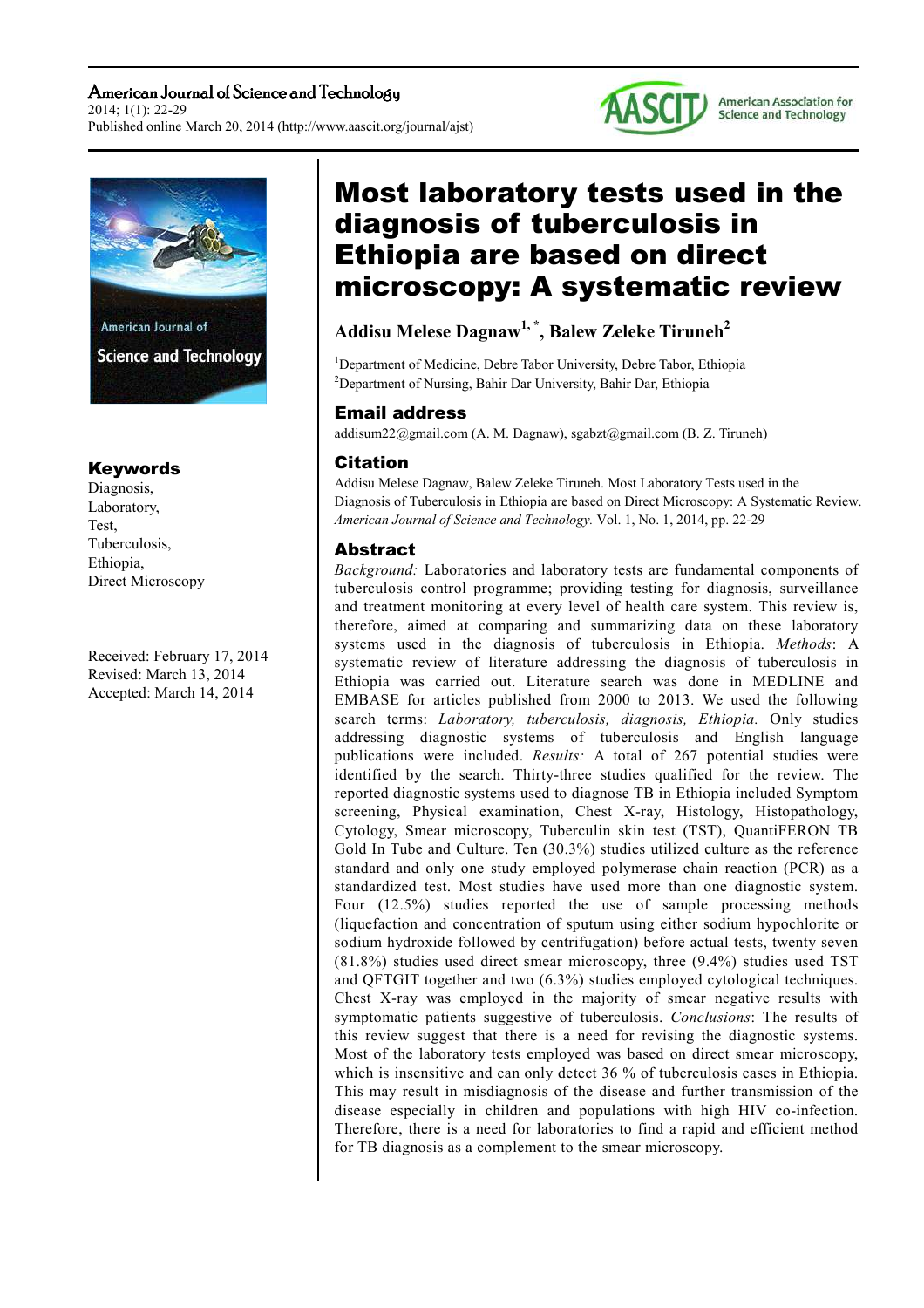# Most laboratory tests used in the diagnosis of tuberculosis in Ethiopia are based on direct microscopy: A systematic review

**Addisu Melese Dagnaw[1, *], Balew Zeleke Tiruneh[2]**

[1]Department of Medicine, Debre Tabor University, Debre Tabor, Ethiopia
[2]Department of Nursing, Bahir Dar University, Bahir Dar, Ethiopia

## Email address

addisum22@gmail.com (A. M. Dagnaw), sgabzt@gmail.com (B. Z. Tiruneh)

## Citation

Addisu Melese Dagnaw, Balew Zeleke Tiruneh. Most Laboratory Tests used in the Diagnosis of Tuberculosis in Ethiopia are based on Direct Microscopy: A Systematic Review. *American Journal of Science and Technology.* Vol. 1, No. 1, 2014, pp. 22-29

## Keywords

Diagnosis,
Laboratory,
Test,
Tuberculosis,
Ethiopia,
Direct Microscopy

Received: February 17, 2014
Revised: March 13, 2014
Accepted: March 14, 2014

## Abstract

*Background:* Laboratories and laboratory tests are fundamental components of tuberculosis control programme; providing testing for diagnosis, surveillance and treatment monitoring at every level of health care system. This review is, therefore, aimed at comparing and summarizing data on these laboratory systems used in the diagnosis of tuberculosis in Ethiopia. *Methods*: A systematic review of literature addressing the diagnosis of tuberculosis in Ethiopia was carried out. Literature search was done in MEDLINE and EMBASE for articles published from 2000 to 2013. We used the following search terms: *Laboratory, tuberculosis, diagnosis, Ethiopia.* Only studies addressing diagnostic systems of tuberculosis and English language publications were included. *Results:* A total of 267 potential studies were identified by the search. Thirty-three studies qualified for the review. The reported diagnostic systems used to diagnose TB in Ethiopia included Symptom screening, Physical examination, Chest X-ray, Histology, Histopathology, Cytology, Smear microscopy, Tuberculin skin test (TST), QuantiFERON TB Gold In Tube and Culture. Ten (30.3%) studies utilized culture as the reference standard and only one study employed polymerase chain reaction (PCR) as a standardized test. Most studies have used more than one diagnostic system. Four (12.5%) studies reported the use of sample processing methods (liquefaction and concentration of sputum using either sodium hypochlorite or sodium hydroxide followed by centrifugation) before actual tests, twenty seven (81.8%) studies used direct smear microscopy, three (9.4%) studies used TST and QFTGIT together and two (6.3%) studies employed cytological techniques. Chest X-ray was employed in the majority of smear negative results with symptomatic patients suggestive of tuberculosis. *Conclusions*: The results of this review suggest that there is a need for revising the diagnostic systems. Most of the laboratory tests employed was based on direct smear microscopy, which is insensitive and can only detect 36 % of tuberculosis cases in Ethiopia. This may result in misdiagnosis of the disease and further transmission of the disease especially in children and populations with high HIV co-infection. Therefore, there is a need for laboratories to find a rapid and efficient method for TB diagnosis as a complement to the smear microscopy.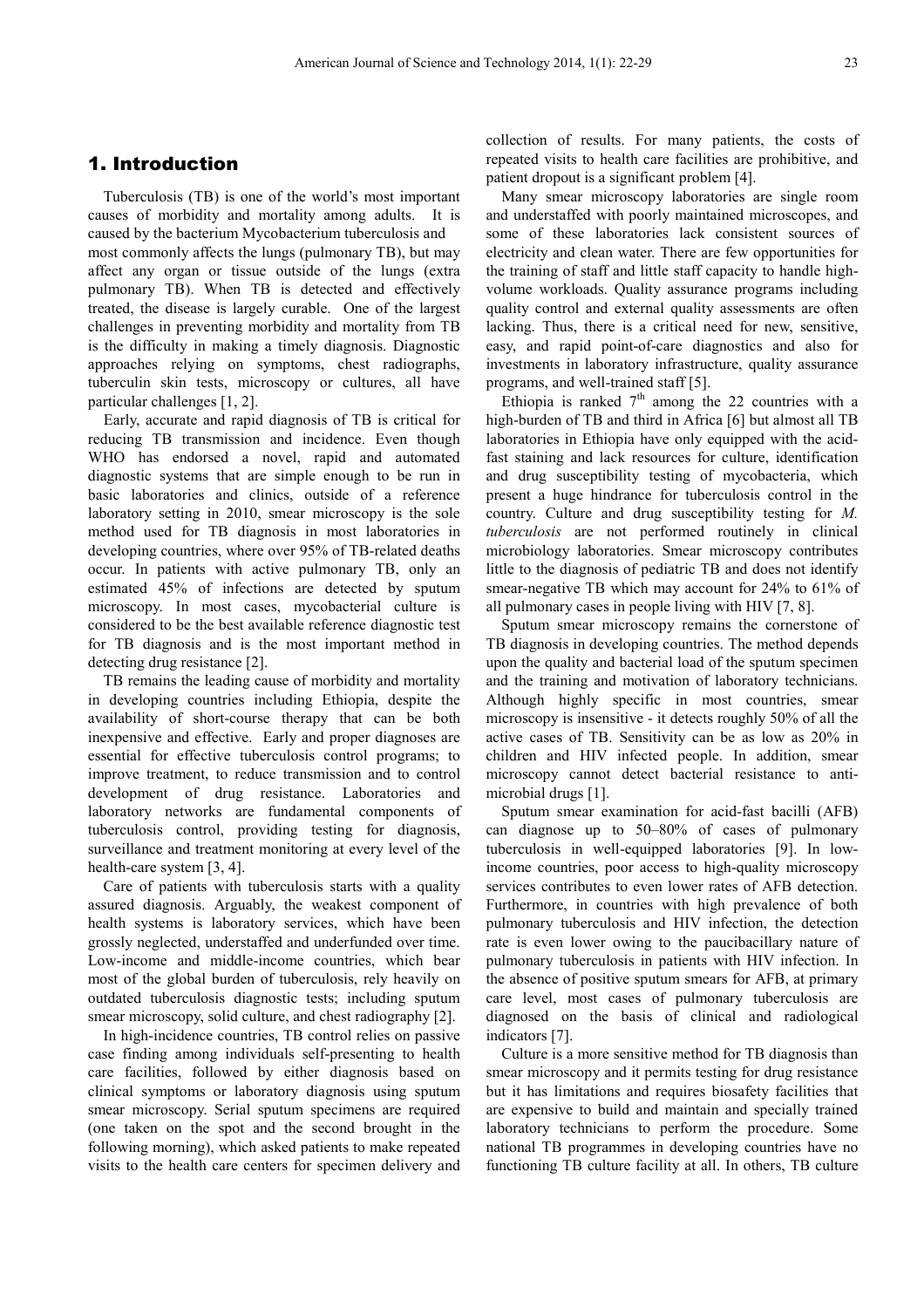## 1. Introduction

Tuberculosis (TB) is one of the world's most important causes of morbidity and mortality among adults. It is caused by the bacterium Mycobacterium tuberculosis and most commonly affects the lungs (pulmonary TB), but may affect any organ or tissue outside of the lungs (extra pulmonary TB). When TB is detected and effectively treated, the disease is largely curable. One of the largest challenges in preventing morbidity and mortality from TB is the difficulty in making a timely diagnosis. Diagnostic approaches relying on symptoms, chest radiographs, tuberculin skin tests, microscopy or cultures, all have particular challenges [1, 2].

Early, accurate and rapid diagnosis of TB is critical for reducing TB transmission and incidence. Even though WHO has endorsed a novel, rapid and automated diagnostic systems that are simple enough to be run in basic laboratories and clinics, outside of a reference laboratory setting in 2010, smear microscopy is the sole method used for TB diagnosis in most laboratories in developing countries, where over 95% of TB-related deaths occur. In patients with active pulmonary TB, only an estimated 45% of infections are detected by sputum microscopy. In most cases, mycobacterial culture is considered to be the best available reference diagnostic test for TB diagnosis and is the most important method in detecting drug resistance [2].

TB remains the leading cause of morbidity and mortality in developing countries including Ethiopia, despite the availability of short-course therapy that can be both inexpensive and effective. Early and proper diagnoses are essential for effective tuberculosis control programs; to improve treatment, to reduce transmission and to control development of drug resistance. Laboratories and laboratory networks are fundamental components of tuberculosis control, providing testing for diagnosis, surveillance and treatment monitoring at every level of the health-care system [3, 4].

Care of patients with tuberculosis starts with a quality assured diagnosis. Arguably, the weakest component of health systems is laboratory services, which have been grossly neglected, understaffed and underfunded over time. Low-income and middle-income countries, which bear most of the global burden of tuberculosis, rely heavily on outdated tuberculosis diagnostic tests; including sputum smear microscopy, solid culture, and chest radiography [2].

In high-incidence countries, TB control relies on passive case finding among individuals self-presenting to health care facilities, followed by either diagnosis based on clinical symptoms or laboratory diagnosis using sputum smear microscopy. Serial sputum specimens are required (one taken on the spot and the second brought in the following morning), which asked patients to make repeated visits to the health care centers for specimen delivery and collection of results. For many patients, the costs of repeated visits to health care facilities are prohibitive, and patient dropout is a significant problem [4].

Many smear microscopy laboratories are single room and understaffed with poorly maintained microscopes, and some of these laboratories lack consistent sources of electricity and clean water. There are few opportunities for the training of staff and little staff capacity to handle high-volume workloads. Quality assurance programs including quality control and external quality assessments are often lacking. Thus, there is a critical need for new, sensitive, easy, and rapid point-of-care diagnostics and also for investments in laboratory infrastructure, quality assurance programs, and well-trained staff [5].

Ethiopia is ranked 7th among the 22 countries with a high-burden of TB and third in Africa [6] but almost all TB laboratories in Ethiopia have only equipped with the acid-fast staining and lack resources for culture, identification and drug susceptibility testing of mycobacteria, which present a huge hindrance for tuberculosis control in the country. Culture and drug susceptibility testing for *M. tuberculosis* are not performed routinely in clinical microbiology laboratories. Smear microscopy contributes little to the diagnosis of pediatric TB and does not identify smear-negative TB which may account for 24% to 61% of all pulmonary cases in people living with HIV [7, 8].

Sputum smear microscopy remains the cornerstone of TB diagnosis in developing countries. The method depends upon the quality and bacterial load of the sputum specimen and the training and motivation of laboratory technicians. Although highly specific in most countries, smear microscopy is insensitive - it detects roughly 50% of all the active cases of TB. Sensitivity can be as low as 20% in children and HIV infected people. In addition, smear microscopy cannot detect bacterial resistance to anti-microbial drugs [1].

Sputum smear examination for acid-fast bacilli (AFB) can diagnose up to 50–80% of cases of pulmonary tuberculosis in well-equipped laboratories [9]. In low-income countries, poor access to high-quality microscopy services contributes to even lower rates of AFB detection. Furthermore, in countries with high prevalence of both pulmonary tuberculosis and HIV infection, the detection rate is even lower owing to the paucibacillary nature of pulmonary tuberculosis in patients with HIV infection. In the absence of positive sputum smears for AFB, at primary care level, most cases of pulmonary tuberculosis are diagnosed on the basis of clinical and radiological indicators [7].

Culture is a more sensitive method for TB diagnosis than smear microscopy and it permits testing for drug resistance but it has limitations and requires biosafety facilities that are expensive to build and maintain and specially trained laboratory technicians to perform the procedure. Some national TB programmes in developing countries have no functioning TB culture facility at all. In others, TB culture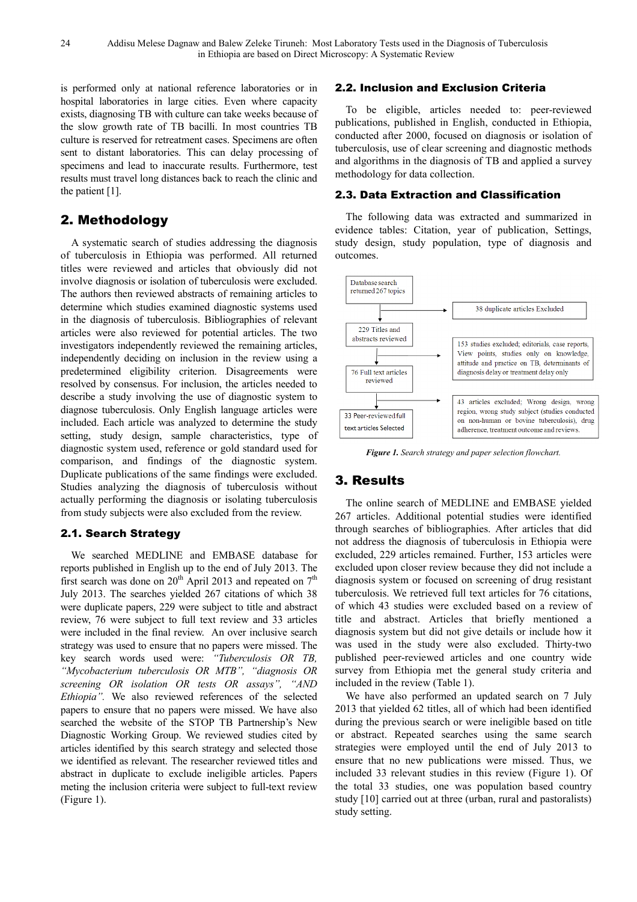is performed only at national reference laboratories or in hospital laboratories in large cities. Even where capacity exists, diagnosing TB with culture can take weeks because of the slow growth rate of TB bacilli. In most countries TB culture is reserved for retreatment cases. Specimens are often sent to distant laboratories. This can delay processing of specimens and lead to inaccurate results. Furthermore, test results must travel long distances back to reach the clinic and the patient [1].

## 2. Methodology

A systematic search of studies addressing the diagnosis of tuberculosis in Ethiopia was performed. All returned titles were reviewed and articles that obviously did not involve diagnosis or isolation of tuberculosis were excluded. The authors then reviewed abstracts of remaining articles to determine which studies examined diagnostic systems used in the diagnosis of tuberculosis. Bibliographies of relevant articles were also reviewed for potential articles. The two investigators independently reviewed the remaining articles, independently deciding on inclusion in the review using a predetermined eligibility criterion. Disagreements were resolved by consensus. For inclusion, the articles needed to describe a study involving the use of diagnostic system to diagnose tuberculosis. Only English language articles were included. Each article was analyzed to determine the study setting, study design, sample characteristics, type of diagnostic system used, reference or gold standard used for comparison, and findings of the diagnostic system. Duplicate publications of the same findings were excluded. Studies analyzing the diagnosis of tuberculosis without actually performing the diagnosis or isolating tuberculosis from study subjects were also excluded from the review.

### 2.1. Search Strategy

We searched MEDLINE and EMBASE database for reports published in English up to the end of July 2013. The first search was done on 20th April 2013 and repeated on 7th July 2013. The searches yielded 267 citations of which 38 were duplicate papers, 229 were subject to title and abstract review, 76 were subject to full text review and 33 articles were included in the final review. An over inclusive search strategy was used to ensure that no papers were missed. The key search words used were: *"Tuberculosis OR TB, "Mycobacterium tuberculosis OR MTB", "diagnosis OR screening OR isolation OR tests OR assays", "AND Ethiopia".* We also reviewed references of the selected papers to ensure that no papers were missed. We have also searched the website of the STOP TB Partnership's New Diagnostic Working Group. We reviewed studies cited by articles identified by this search strategy and selected those we identified as relevant. The researcher reviewed titles and abstract in duplicate to exclude ineligible articles. Papers meting the inclusion criteria were subject to full-text review (Figure 1).

### 2.2. Inclusion and Exclusion Criteria

To be eligible, articles needed to: peer-reviewed publications, published in English, conducted in Ethiopia, conducted after 2000, focused on diagnosis or isolation of tuberculosis, use of clear screening and diagnostic methods and algorithms in the diagnosis of TB and applied a survey methodology for data collection.

### 2.3. Data Extraction and Classification

The following data was extracted and summarized in evidence tables: Citation, year of publication, Settings, study design, study population, type of diagnosis and outcomes.

Database search returned 267 topics → 38 duplicate articles Excluded

229 Titles and abstracts reviewed → 153 studies excluded; editorials, case reports, View points, studies only on knowledge, attitude and practice on TB, determinants of diagnosis delay or treatment delay only

76 Full text articles reviewed → 43 articles excluded; Wrong design, wrong region, wrong study subject (studies conducted on non-human or bovine tuberculosis), drug adherence, treatment outcome and reviews.

33 Peer-reviewed full text articles Selected

***Figure 1.*** *Search strategy and paper selection flowchart.*

## 3. Results

The online search of MEDLINE and EMBASE yielded 267 articles. Additional potential studies were identified through searches of bibliographies. After articles that did not address the diagnosis of tuberculosis in Ethiopia were excluded, 229 articles remained. Further, 153 articles were excluded upon closer review because they did not include a diagnosis system or focused on screening of drug resistant tuberculosis. We retrieved full text articles for 76 citations, of which 43 studies were excluded based on a review of title and abstract. Articles that briefly mentioned a diagnosis system but did not give details or include how it was used in the study were also excluded. Thirty-two published peer-reviewed articles and one country wide survey from Ethiopia met the general study criteria and included in the review (Table 1).

We have also performed an updated search on 7 July 2013 that yielded 62 titles, all of which had been identified during the previous search or were ineligible based on title or abstract. Repeated searches using the same search strategies were employed until the end of July 2013 to ensure that no new publications were missed. Thus, we included 33 relevant studies in this review (Figure 1). Of the total 33 studies, one was population based country study [10] carried out at three (urban, rural and pastoralists) study setting.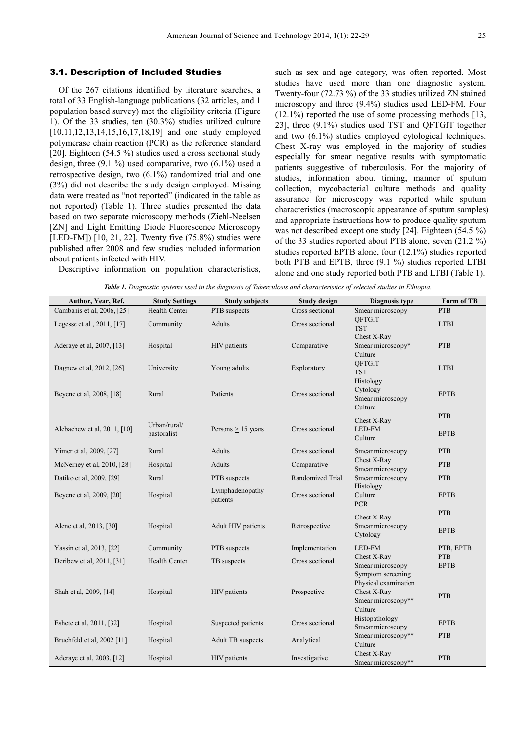### 3.1. Description of Included Studies

Of the 267 citations identified by literature searches, a total of 33 English-language publications (32 articles, and 1 population based survey) met the eligibility criteria (Figure 1). Of the 33 studies, ten (30.3%) studies utilized culture [10,11,12,13,14,15,16,17,18,19] and one study employed polymerase chain reaction (PCR) as the reference standard [20]. Eighteen (54.5 %) studies used a cross sectional study design, three (9.1 %) used comparative, two (6.1%) used a retrospective design, two (6.1%) randomized trial and one (3%) did not describe the study design employed. Missing data were treated as "not reported" (indicated in the table as not reported) (Table 1). Three studies presented the data based on two separate microscopy methods (Ziehl-Neelsen [ZN] and Light Emitting Diode Fluorescence Microscopy [LED-FM]) [10, 21, 22]. Twenty five (75.8%) studies were published after 2008 and few studies included information about patients infected with HIV.

Descriptive information on population characteristics, such as sex and age category, was often reported. Most studies have used more than one diagnostic system. Twenty-four (72.73 %) of the 33 studies utilized ZN stained microscopy and three (9.4%) studies used LED-FM. Four (12.1%) reported the use of some processing methods [13, 23], three (9.1%) studies used TST and QFTGIT together and two (6.1%) studies employed cytological techniques. Chest X-ray was employed in the majority of studies especially for smear negative results with symptomatic patients suggestive of tuberculosis. For the majority of studies, information about timing, manner of sputum collection, mycobacterial culture methods and quality assurance for microscopy was reported while sputum characteristics (macroscopic appearance of sputum samples) and appropriate instructions how to produce quality sputum was not described except one study [24]. Eighteen (54.5 %) of the 33 studies reported about PTB alone, seven (21.2 %) studies reported EPTB alone, four (12.1%) studies reported both PTB and EPTB, three (9.1 %) studies reported LTBI alone and one study reported both PTB and LTBI (Table 1).

*Table 1. Diagnostic systems used in the diagnosis of Tuberculosis and characteristics of selected studies in Ethiopia.*

| Author, Year, Ref. | Study Settings | Study subjects | Study design | Diagnosis type | Form of TB |
|---|---|---|---|---|---|
| Cambanis et al, 2006, [25] | Health Center | PTB suspects | Cross sectional | Smear microscopy | PTB |
| Legesse et al , 2011, [17] | Community | Adults | Cross sectional | QFTGIT<br>TST | LTBI |
| Aderaye et al, 2007, [13] | Hospital | HIV patients | Comparative | Chest X-Ray<br>Smear microscopy*<br>Culture | PTB |
| Dagnew et al, 2012, [26] | University | Young adults | Exploratory | QFTGIT<br>TST | LTBI |
| Beyene et al, 2008, [18] | Rural | Patients | Cross sectional | Histology<br>Cytology<br>Smear microscopy<br>Culture | EPTB |
| Alebachew et al, 2011, [10] | Urban/rural/ pastoralist | Persons ≥ 15 years | Cross sectional | Chest X-Ray<br>LED-FM<br>Culture | PTB<br>EPTB |
| Yimer et al, 2009, [27] | Rural | Adults | Cross sectional | Smear microscopy | PTB |
| McNerney et al, 2010, [28] | Hospital | Adults | Comparative | Chest X-Ray<br>Smear microscopy | PTB |
| Datiko et al, 2009, [29] | Rural | PTB suspects | Randomized Trial | Smear microscopy | PTB |
| Beyene et al, 2009, [20] | Hospital | Lymphadenopathy patients | Cross sectional | Histology<br>Culture<br>PCR | EPTB |
| Alene et al, 2013, [30] | Hospital | Adult HIV patients | Retrospective | Chest X-Ray<br>Smear microscopy<br>Cytology | PTB<br>EPTB |
| Yassin et al, 2013, [22] | Community | PTB suspects | Implementation | LED-FM | PTB, EPTB |
| Deribew et al, 2011, [31] | Health Center | TB suspects | Cross sectional | Chest X-Ray<br>Smear microscopy | PTB<br>EPTB |
| Shah et al, 2009, [14] | Hospital | HIV patients | Prospective | Symptom screening<br>Physical examination<br>Chest X-Ray<br>Smear microscopy**<br>Culture | PTB |
| Eshete et al, 2011, [32] | Hospital | Suspected patients | Cross sectional | Histopathology<br>Smear microscopy | EPTB |
| Bruchfeld et al, 2002 [11] | Hospital | Adult TB suspects | Analytical | Smear microscopy**<br>Culture | PTB |
| Aderaye et al, 2003, [12] | Hospital | HIV patients | Investigative | Chest X-Ray<br>Smear microscopy** | PTB |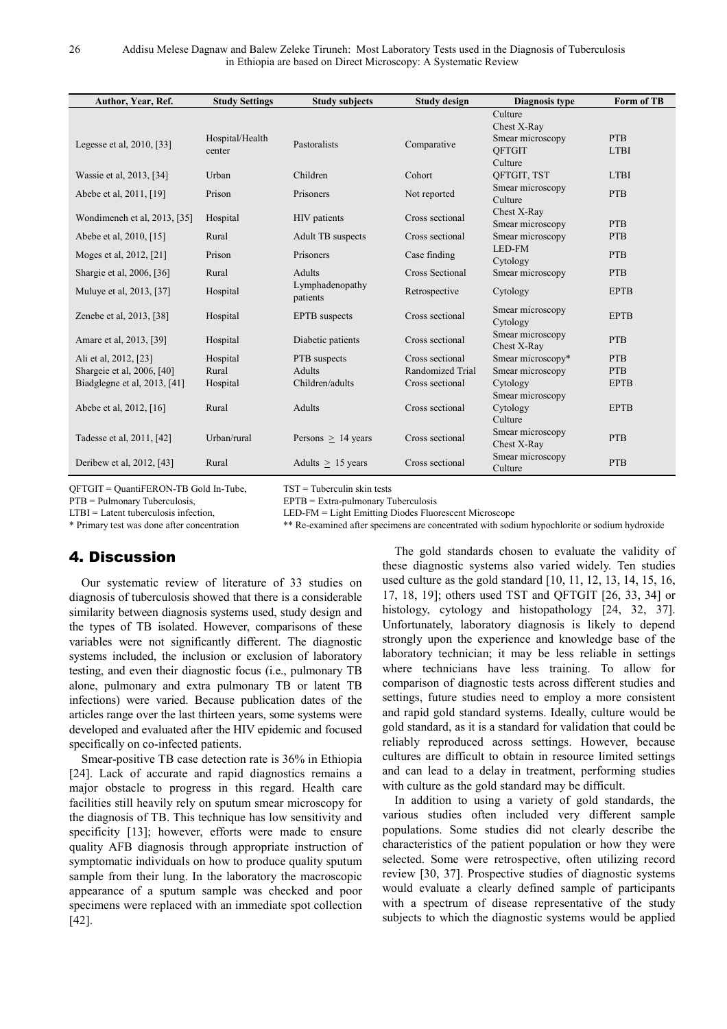| Author, Year, Ref. | Study Settings | Study subjects | Study design | Diagnosis type | Form of TB |
|---|---|---|---|---|---|
| Legesse et al, 2010, [33] | Hospital/Health center | Pastoralists | Comparative | Culture<br>Chest X-Ray<br>Smear microscopy<br>QFTGIT | PTB<br>LTBI |
| Wassie et al, 2013, [34] | Urban | Children | Cohort | Culture<br>QFTGIT, TST | LTBI |
| Abebe et al, 2011, [19] | Prison | Prisoners | Not reported | Smear microscopy<br>Culture | PTB |
| Wondimeneh et al, 2013, [35] | Hospital | HIV patients | Cross sectional | Chest X-Ray<br>Smear microscopy | PTB |
| Abebe et al, 2010, [15] | Rural | Adult TB suspects | Cross sectional | Smear microscopy | PTB |
| Moges et al, 2012, [21] | Prison | Prisoners | Case finding | LED-FM | PTB |
| Shargie et al, 2006, [36] | Rural | Adults | Cross Sectional | Cytology<br>Smear microscopy | PTB |
| Muluye et al, 2013, [37] | Hospital | Lymphadenopathy patients | Retrospective | Cytology | EPTB |
| Zenebe et al, 2013, [38] | Hospital | EPTB suspects | Cross sectional | Smear microscopy<br>Cytology | EPTB |
| Amare et al, 2013, [39] | Hospital | Diabetic patients | Cross sectional | Smear microscopy<br>Chest X-Ray | PTB |
| Ali et al, 2012, [23] | Hospital | PTB suspects | Cross sectional | Smear microscopy* | PTB |
| Shargeie et al, 2006, [40] | Rural | Adults | Randomized Trial | Smear microscopy | PTB |
| Biadglegne et al, 2013, [41] | Hospital | Children/adults | Cross sectional | Cytology | EPTB |
| Abebe et al, 2012, [16] | Rural | Adults | Cross sectional | Smear microscopy<br>Cytology<br>Culture | EPTB |
| Tadesse et al, 2011, [42] | Urban/rural | Persons $\geq$ 14 years | Cross sectional | Smear microscopy<br>Chest X-Ray | PTB |
| Deribew et al, 2012, [43] | Rural | Adults $\geq$ 15 years | Cross sectional | Smear microscopy<br>Culture | PTB |

QFTGIT = QuantiFERON-TB Gold In-Tube, TST = Tuberculin skin tests
PTB = Pulmonary Tuberculosis, EPTB = Extra-pulmonary Tuberculosis
LTBI = Latent tuberculosis infection, LED-FM = Light Emitting Diodes Fluorescent Microscope
* Primary test was done after concentration ** Re-examined after specimens are concentrated with sodium hypochlorite or sodium hydroxide

## 4. Discussion

Our systematic review of literature of 33 studies on diagnosis of tuberculosis showed that there is a considerable similarity between diagnosis systems used, study design and the types of TB isolated. However, comparisons of these variables were not significantly different. The diagnostic systems included, the inclusion or exclusion of laboratory testing, and even their diagnostic focus (i.e., pulmonary TB alone, pulmonary and extra pulmonary TB or latent TB infections) were varied. Because publication dates of the articles range over the last thirteen years, some systems were developed and evaluated after the HIV epidemic and focused specifically on co-infected patients.

Smear-positive TB case detection rate is 36% in Ethiopia [24]. Lack of accurate and rapid diagnostics remains a major obstacle to progress in this regard. Health care facilities still heavily rely on sputum smear microscopy for the diagnosis of TB. This technique has low sensitivity and specificity [13]; however, efforts were made to ensure quality AFB diagnosis through appropriate instruction of symptomatic individuals on how to produce quality sputum sample from their lung. In the laboratory the macroscopic appearance of a sputum sample was checked and poor specimens were replaced with an immediate spot collection [42].

The gold standards chosen to evaluate the validity of these diagnostic systems also varied widely. Ten studies used culture as the gold standard [10, 11, 12, 13, 14, 15, 16, 17, 18, 19]; others used TST and QFTGIT [26, 33, 34] or histology, cytology and histopathology [24, 32, 37]. Unfortunately, laboratory diagnosis is likely to depend strongly upon the experience and knowledge base of the laboratory technician; it may be less reliable in settings where technicians have less training. To allow for comparison of diagnostic tests across different studies and settings, future studies need to employ a more consistent and rapid gold standard systems. Ideally, culture would be gold standard, as it is a standard for validation that could be reliably reproduced across settings. However, because cultures are difficult to obtain in resource limited settings and can lead to a delay in treatment, performing studies with culture as the gold standard may be difficult.

In addition to using a variety of gold standards, the various studies often included very different sample populations. Some studies did not clearly describe the characteristics of the patient population or how they were selected. Some were retrospective, often utilizing record review [30, 37]. Prospective studies of diagnostic systems would evaluate a clearly defined sample of participants with a spectrum of disease representative of the study subjects to which the diagnostic systems would be applied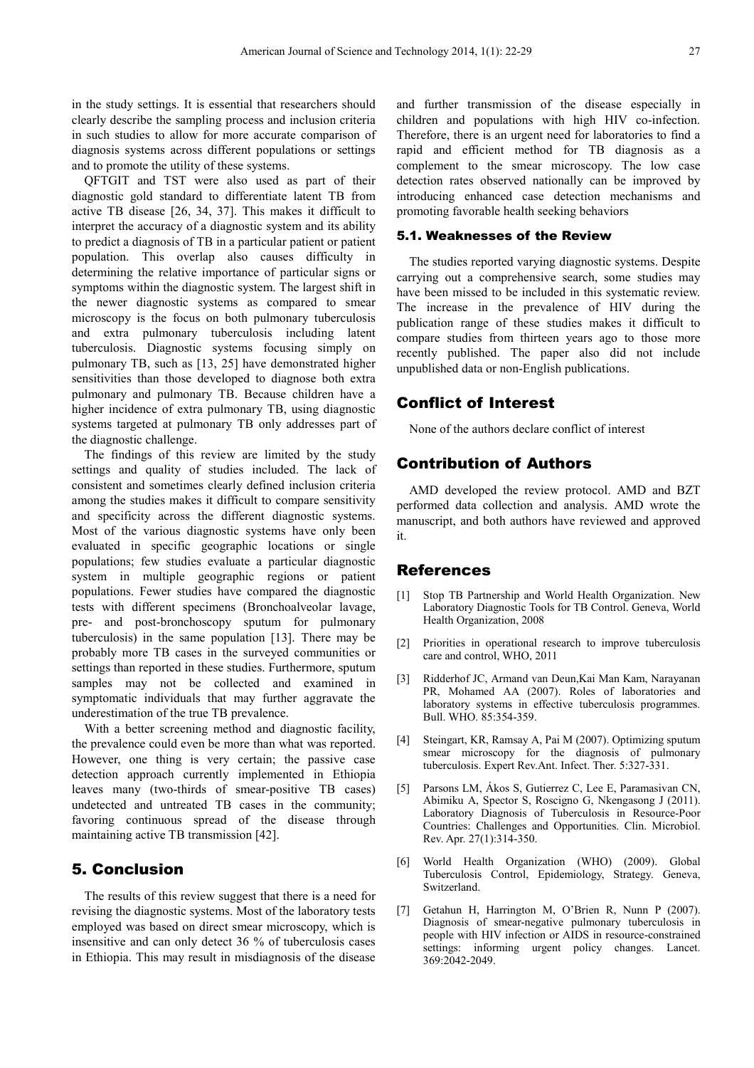in the study settings. It is essential that researchers should clearly describe the sampling process and inclusion criteria in such studies to allow for more accurate comparison of diagnosis systems across different populations or settings and to promote the utility of these systems.

QFTGIT and TST were also used as part of their diagnostic gold standard to differentiate latent TB from active TB disease [26, 34, 37]. This makes it difficult to interpret the accuracy of a diagnostic system and its ability to predict a diagnosis of TB in a particular patient or patient population. This overlap also causes difficulty in determining the relative importance of particular signs or symptoms within the diagnostic system. The largest shift in the newer diagnostic systems as compared to smear microscopy is the focus on both pulmonary tuberculosis and extra pulmonary tuberculosis including latent tuberculosis. Diagnostic systems focusing simply on pulmonary TB, such as [13, 25] have demonstrated higher sensitivities than those developed to diagnose both extra pulmonary and pulmonary TB. Because children have a higher incidence of extra pulmonary TB, using diagnostic systems targeted at pulmonary TB only addresses part of the diagnostic challenge.

The findings of this review are limited by the study settings and quality of studies included. The lack of consistent and sometimes clearly defined inclusion criteria among the studies makes it difficult to compare sensitivity and specificity across the different diagnostic systems. Most of the various diagnostic systems have only been evaluated in specific geographic locations or single populations; few studies evaluate a particular diagnostic system in multiple geographic regions or patient populations. Fewer studies have compared the diagnostic tests with different specimens (Bronchoalveolar lavage, pre- and post-bronchoscopy sputum for pulmonary tuberculosis) in the same population [13]. There may be probably more TB cases in the surveyed communities or settings than reported in these studies. Furthermore, sputum samples may not be collected and examined in symptomatic individuals that may further aggravate the underestimation of the true TB prevalence.

With a better screening method and diagnostic facility, the prevalence could even be more than what was reported. However, one thing is very certain; the passive case detection approach currently implemented in Ethiopia leaves many (two-thirds of smear-positive TB cases) undetected and untreated TB cases in the community; favoring continuous spread of the disease through maintaining active TB transmission [42].

## 5. Conclusion

The results of this review suggest that there is a need for revising the diagnostic systems. Most of the laboratory tests employed was based on direct smear microscopy, which is insensitive and can only detect 36 % of tuberculosis cases in Ethiopia. This may result in misdiagnosis of the disease and further transmission of the disease especially in children and populations with high HIV co-infection. Therefore, there is an urgent need for laboratories to find a rapid and efficient method for TB diagnosis as a complement to the smear microscopy. The low case detection rates observed nationally can be improved by introducing enhanced case detection mechanisms and promoting favorable health seeking behaviors

### 5.1. Weaknesses of the Review

The studies reported varying diagnostic systems. Despite carrying out a comprehensive search, some studies may have been missed to be included in this systematic review. The increase in the prevalence of HIV during the publication range of these studies makes it difficult to compare studies from thirteen years ago to those more recently published. The paper also did not include unpublished data or non-English publications.

## Conflict of Interest

None of the authors declare conflict of interest

## Contribution of Authors

AMD developed the review protocol. AMD and BZT performed data collection and analysis. AMD wrote the manuscript, and both authors have reviewed and approved it.

## References

[1] Stop TB Partnership and World Health Organization. New Laboratory Diagnostic Tools for TB Control. Geneva, World Health Organization, 2008

[2] Priorities in operational research to improve tuberculosis care and control, WHO, 2011

[3] Ridderhof JC, Armand van Deun,Kai Man Kam, Narayanan PR, Mohamed AA (2007). Roles of laboratories and laboratory systems in effective tuberculosis programmes. Bull. WHO. 85:354-359.

[4] Steingart, KR, Ramsay A, Pai M (2007). Optimizing sputum smear microscopy for the diagnosis of pulmonary tuberculosis. Expert Rev.Ant. Infect. Ther. 5:327-331.

[5] Parsons LM, Ákos S, Gutierrez C, Lee E, Paramasivan CN, Abimiku A, Spector S, Roscigno G, Nkengasong J (2011). Laboratory Diagnosis of Tuberculosis in Resource-Poor Countries: Challenges and Opportunities. Clin. Microbiol. Rev. Apr. 27(1):314-350.

[6] World Health Organization (WHO) (2009). Global Tuberculosis Control, Epidemiology, Strategy. Geneva, Switzerland.

[7] Getahun H, Harrington M, O'Brien R, Nunn P (2007). Diagnosis of smear-negative pulmonary tuberculosis in people with HIV infection or AIDS in resource-constrained settings: informing urgent policy changes. Lancet. 369:2042-2049.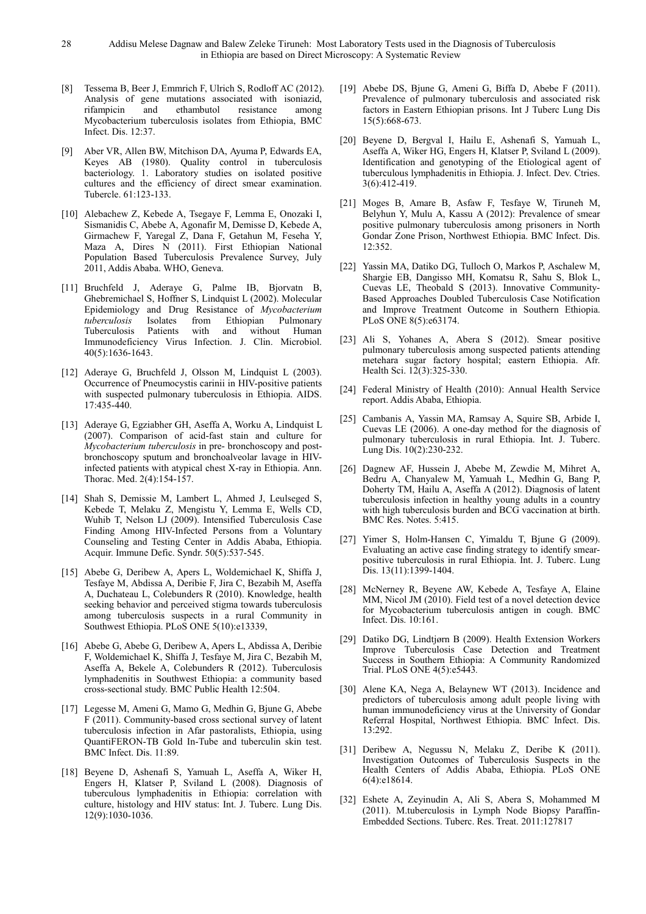[8] Tessema B, Beer J, Emmrich F, Ulrich S, Rodloff AC (2012). Analysis of gene mutations associated with isoniazid, rifampicin and ethambutol resistance among Mycobacterium tuberculosis isolates from Ethiopia, BMC Infect. Dis. 12:37.

[9] Aber VR, Allen BW, Mitchison DA, Ayuma P, Edwards EA, Keyes AB (1980). Quality control in tuberculosis bacteriology. 1. Laboratory studies on isolated positive cultures and the efficiency of direct smear examination. Tubercle. 61:123-133.

[10] Alebachew Z, Kebede A, Tsegaye F, Lemma E, Onozaki I, Sismanidis C, Abebe A, Agonafir M, Demisse D, Kebede A, Girmachew F, Yaregal Z, Dana F, Getahun M, Feseha Y, Maza A, Dires N (2011). First Ethiopian National Population Based Tuberculosis Prevalence Survey, July 2011, Addis Ababa. WHO, Geneva.

[11] Bruchfeld J, Aderaye G, Palme IB, Bjorvatn B, Ghebremichael S, Hoffner S, Lindquist L (2002). Molecular Epidemiology and Drug Resistance of *Mycobacterium tuberculosis* Isolates from Ethiopian Pulmonary Tuberculosis Patients with and without Human Immunodeficiency Virus Infection. J. Clin. Microbiol. 40(5):1636-1643.

[12] Aderaye G, Bruchfeld J, Olsson M, Lindquist L (2003). Occurrence of Pneumocystis carinii in HIV-positive patients with suspected pulmonary tuberculosis in Ethiopia. AIDS. 17:435-440.

[13] Aderaye G, Egziabher GH, Aseffa A, Worku A, Lindquist L (2007). Comparison of acid-fast stain and culture for *Mycobacterium tuberculosis* in pre- bronchoscopy and post-bronchoscopy sputum and bronchoalveolar lavage in HIV-infected patients with atypical chest X-ray in Ethiopia. Ann. Thorac. Med. 2(4):154-157.

[14] Shah S, Demissie M, Lambert L, Ahmed J, Leulseged S, Kebede T, Melaku Z, Mengistu Y, Lemma E, Wells CD, Wuhib T, Nelson LJ (2009). Intensified Tuberculosis Case Finding Among HIV-Infected Persons from a Voluntary Counseling and Testing Center in Addis Ababa, Ethiopia. Acquir. Immune Defic. Syndr. 50(5):537-545.

[15] Abebe G, Deribew A, Apers L, Woldemichael K, Shiffa J, Tesfaye M, Abdissa A, Deribie F, Jira C, Bezabih M, Aseffa A, Duchateau L, Colebunders R (2010). Knowledge, health seeking behavior and perceived stigma towards tuberculosis among tuberculosis suspects in a rural Community in Southwest Ethiopia. PLoS ONE 5(10):e13339,

[16] Abebe G, Abebe G, Deribew A, Apers L, Abdissa A, Deribie F, Woldemichael K, Shiffa J, Tesfaye M, Jira C, Bezabih M, Aseffa A, Bekele A, Colebunders R (2012). Tuberculosis lymphadenitis in Southwest Ethiopia: a community based cross-sectional study. BMC Public Health 12:504.

[17] Legesse M, Ameni G, Mamo G, Medhin G, Bjune G, Abebe F (2011). Community-based cross sectional survey of latent tuberculosis infection in Afar pastoralists, Ethiopia, using QuantiFERON-TB Gold In-Tube and tuberculin skin test. BMC Infect. Dis. 11:89.

[18] Beyene D, Ashenafi S, Yamuah L, Aseffa A, Wiker H, Engers H, Klatser P, Sviland L (2008). Diagnosis of tuberculous lymphadenitis in Ethiopia: correlation with culture, histology and HIV status: Int. J. Tuberc. Lung Dis. 12(9):1030-1036.

[19] Abebe DS, Bjune G, Ameni G, Biffa D, Abebe F (2011). Prevalence of pulmonary tuberculosis and associated risk factors in Eastern Ethiopian prisons. Int J Tuberc Lung Dis 15(5):668-673.

[20] Beyene D, Bergval I, Hailu E, Ashenafi S, Yamuah L, Aseffa A, Wiker HG, Engers H, Klatser P, Sviland L (2009). Identification and genotyping of the Etiological agent of tuberculous lymphadenitis in Ethiopia. J. Infect. Dev. Ctries. 3(6):412-419.

[21] Moges B, Amare B, Asfaw F, Tesfaye W, Tiruneh M, Belyhun Y, Mulu A, Kassu A (2012): Prevalence of smear positive pulmonary tuberculosis among prisoners in North Gondar Zone Prison, Northwest Ethiopia. BMC Infect. Dis. 12:352.

[22] Yassin MA, Datiko DG, Tulloch O, Markos P, Aschalew M, Shargie EB, Dangisso MH, Komatsu R, Sahu S, Blok L, Cuevas LE, Theobald S (2013). Innovative Community-Based Approaches Doubled Tuberculosis Case Notification and Improve Treatment Outcome in Southern Ethiopia. PLoS ONE 8(5):e63174.

[23] Ali S, Yohanes A, Abera S (2012). Smear positive pulmonary tuberculosis among suspected patients attending metehara sugar factory hospital; eastern Ethiopia. Afr. Health Sci. 12(3):325-330.

[24] Federal Ministry of Health (2010): Annual Health Service report. Addis Ababa, Ethiopia.

[25] Cambanis A, Yassin MA, Ramsay A, Squire SB, Arbide I, Cuevas LE (2006). A one-day method for the diagnosis of pulmonary tuberculosis in rural Ethiopia. Int. J. Tuberc. Lung Dis. 10(2):230-232.

[26] Dagnew AF, Hussein J, Abebe M, Zewdie M, Mihret A, Bedru A, Chanyalew M, Yamuah L, Medhin G, Bang P, Doherty TM, Hailu A, Aseffa A (2012). Diagnosis of latent tuberculosis infection in healthy young adults in a country with high tuberculosis burden and BCG vaccination at birth. BMC Res. Notes. 5:415.

[27] Yimer S, Holm-Hansen C, Yimaldu T, Bjune G (2009). Evaluating an active case finding strategy to identify smear-positive tuberculosis in rural Ethiopia. Int. J. Tuberc. Lung Dis. 13(11):1399-1404.

[28] McNerney R, Beyene AW, Kebede A, Tesfaye A, Elaine MM, Nicol JM (2010). Field test of a novel detection device for Mycobacterium tuberculosis antigen in cough. BMC Infect. Dis. 10:161.

[29] Datiko DG, Lindtjørn B (2009). Health Extension Workers Improve Tuberculosis Case Detection and Treatment Success in Southern Ethiopia: A Community Randomized Trial. PLoS ONE 4(5):e5443.

[30] Alene KA, Nega A, Belaynew WT (2013). Incidence and predictors of tuberculosis among adult people living with human immunodeficiency virus at the University of Gondar Referral Hospital, Northwest Ethiopia. BMC Infect. Dis. 13:292.

[31] Deribew A, Negussu N, Melaku Z, Deribe K (2011). Investigation Outcomes of Tuberculosis Suspects in the Health Centers of Addis Ababa, Ethiopia. PLoS ONE 6(4):e18614.

[32] Eshete A, Zeyinudin A, Ali S, Abera S, Mohammed M (2011). M.tuberculosis in Lymph Node Biopsy Paraffin-Embedded Sections. Tuberc. Res. Treat. 2011:127817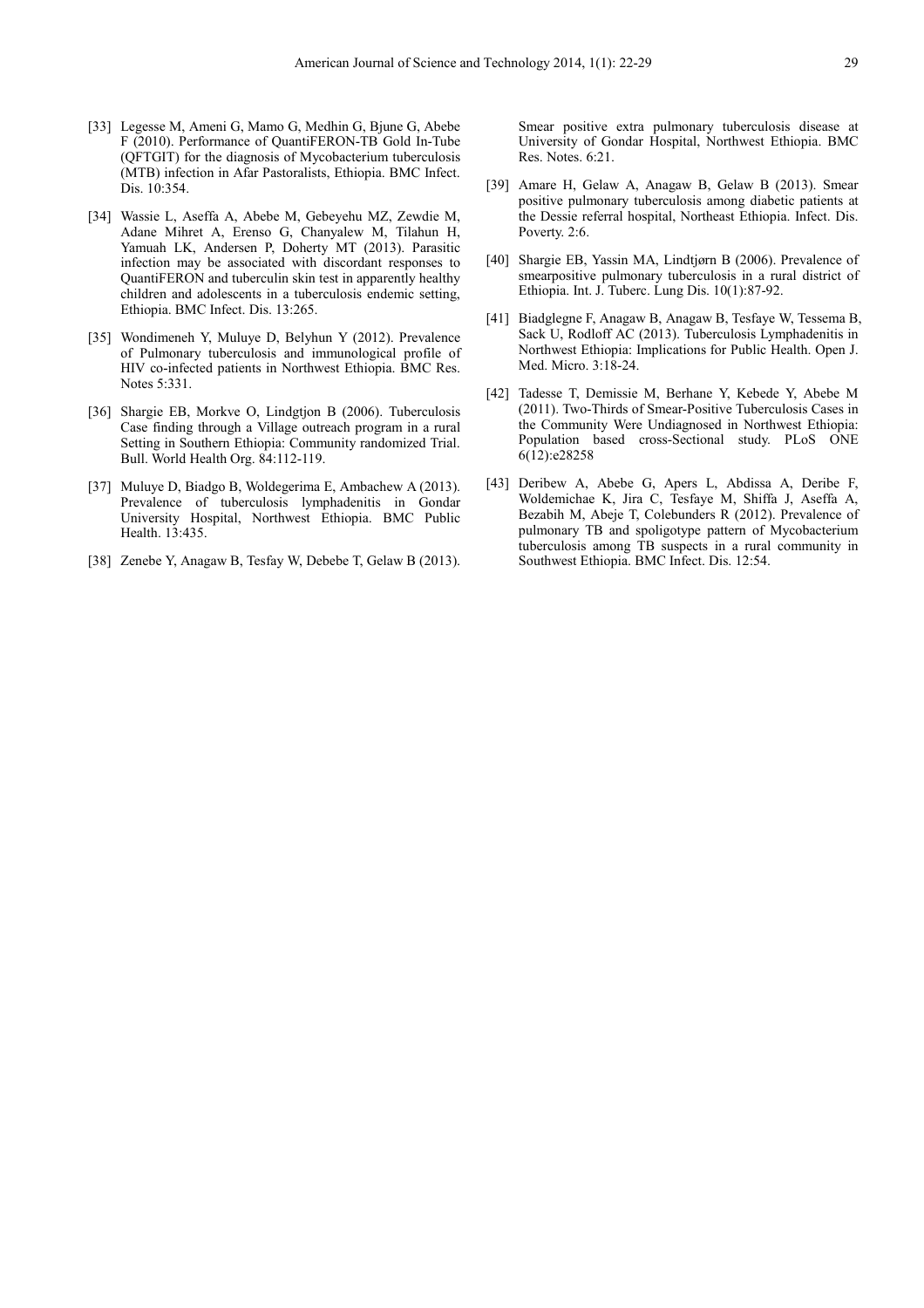[33] Legesse M, Ameni G, Mamo G, Medhin G, Bjune G, Abebe F (2010). Performance of QuantiFERON-TB Gold In-Tube (QFTGIT) for the diagnosis of Mycobacterium tuberculosis (MTB) infection in Afar Pastoralists, Ethiopia. BMC Infect. Dis. 10:354.

[34] Wassie L, Aseffa A, Abebe M, Gebeyehu MZ, Zewdie M, Adane Mihret A, Erenso G, Chanyalew M, Tilahun H, Yamuah LK, Andersen P, Doherty MT (2013). Parasitic infection may be associated with discordant responses to QuantiFERON and tuberculin skin test in apparently healthy children and adolescents in a tuberculosis endemic setting, Ethiopia. BMC Infect. Dis. 13:265.

[35] Wondimeneh Y, Muluye D, Belyhun Y (2012). Prevalence of Pulmonary tuberculosis and immunological profile of HIV co-infected patients in Northwest Ethiopia. BMC Res. Notes 5:331.

[36] Shargie EB, Morkve O, Lindgtjon B (2006). Tuberculosis Case finding through a Village outreach program in a rural Setting in Southern Ethiopia: Community randomized Trial. Bull. World Health Org. 84:112-119.

[37] Muluye D, Biadgo B, Woldegerima E, Ambachew A (2013). Prevalence of tuberculosis lymphadenitis in Gondar University Hospital, Northwest Ethiopia. BMC Public Health. 13:435.

[38] Zenebe Y, Anagaw B, Tesfay W, Debebe T, Gelaw B (2013). Smear positive extra pulmonary tuberculosis disease at University of Gondar Hospital, Northwest Ethiopia. BMC Res. Notes. 6:21.

[39] Amare H, Gelaw A, Anagaw B, Gelaw B (2013). Smear positive pulmonary tuberculosis among diabetic patients at the Dessie referral hospital, Northeast Ethiopia. Infect. Dis. Poverty. 2:6.

[40] Shargie EB, Yassin MA, Lindtjørn B (2006). Prevalence of smearpositive pulmonary tuberculosis in a rural district of Ethiopia. Int. J. Tuberc. Lung Dis. 10(1):87-92.

[41] Biadglegne F, Anagaw B, Anagaw B, Tesfaye W, Tessema B, Sack U, Rodloff AC (2013). Tuberculosis Lymphadenitis in Northwest Ethiopia: Implications for Public Health. Open J. Med. Micro. 3:18-24.

[42] Tadesse T, Demissie M, Berhane Y, Kebede Y, Abebe M (2011). Two-Thirds of Smear-Positive Tuberculosis Cases in the Community Were Undiagnosed in Northwest Ethiopia: Population based cross-Sectional study. PLoS ONE 6(12):e28258

[43] Deribew A, Abebe G, Apers L, Abdissa A, Deribe F, Woldemichae K, Jira C, Tesfaye M, Shiffa J, Aseffa A, Bezabih M, Abeje T, Colebunders R (2012). Prevalence of pulmonary TB and spoligotype pattern of Mycobacterium tuberculosis among TB suspects in a rural community in Southwest Ethiopia. BMC Infect. Dis. 12:54.